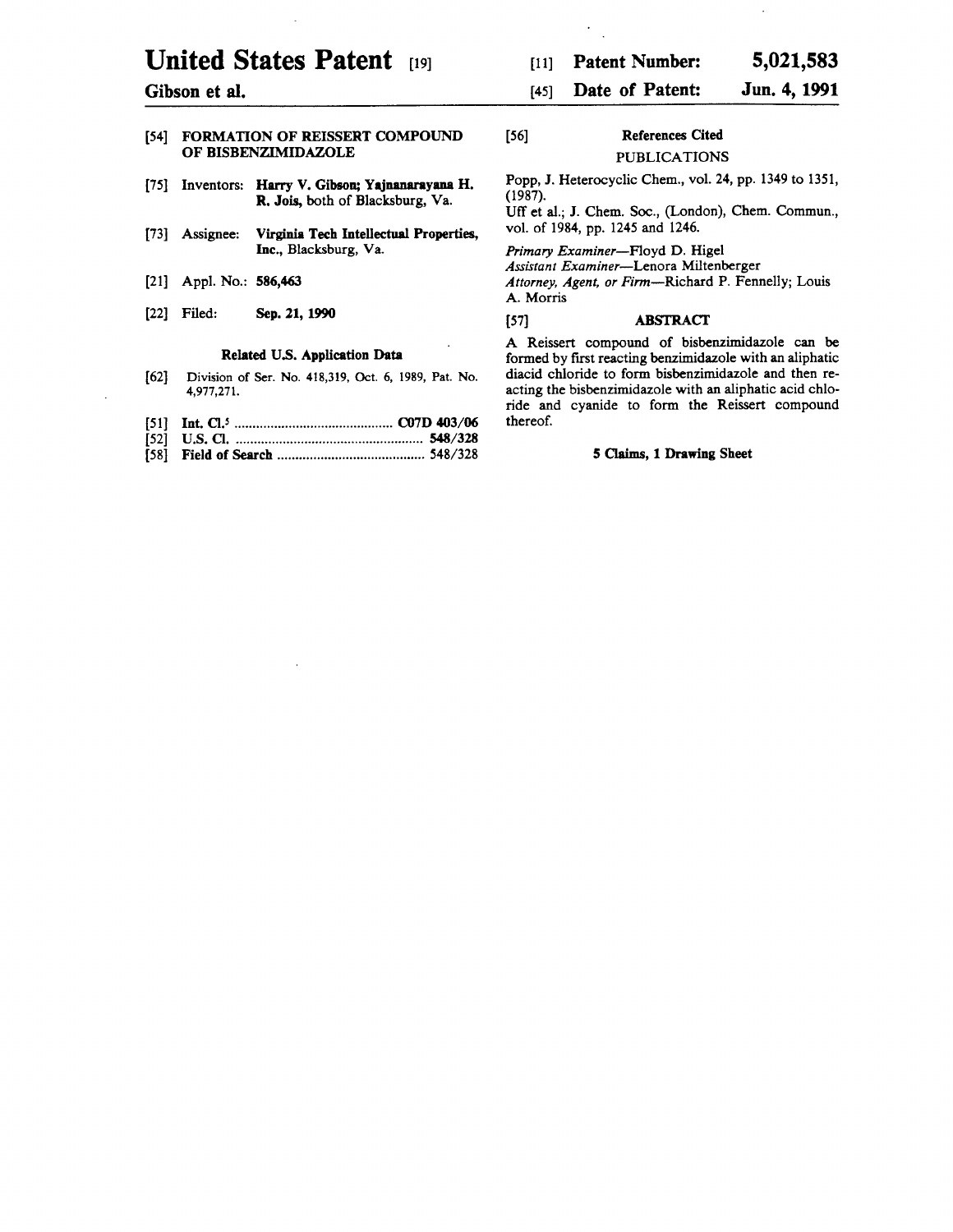# United States Patent [19]

**Gibson et al.**

[11] **Patent Number: 5,021,583**

[45] **Date of Patent: Jun. 4, 1991**

[54] **FORMATION OF REISSERT COMPOUND OF BISBENZIMIDAZOLE**

[75] Inventors: **Harry V. Gibson; Yajnanarayana H. R. Jois,** both of Blacksburg, Va.

[73] Assignee: **Virginia Tech Intellectual Properties, Inc.,** Blacksburg, Va.

[21] Appl. No.: **586,463**

[22] Filed: **Sep. 21, 1990**

**Related U.S. Application Data**

[62] Division of Ser. No. 418,319, Oct. 6, 1989, Pat. No. 4,977,271.

[51] **Int. Cl.**[5] ..................................... **C07D 403/06**

[52] **U.S. Cl.** ..................................... **548/328**

[58] **Field of Search** ..................................... 548/328

[56] **References Cited**

PUBLICATIONS

Popp, J. Heterocyclic Chem., vol. 24, pp. 1349 to 1351, (1987).

Uff et al.; J. Chem. Soc., (London), Chem. Commun., vol. of 1984, pp. 1245 and 1246.

*Primary Examiner*—Floyd D. Higel

*Assistant Examiner*—Lenora Miltenberger

*Attorney, Agent, or Firm*—Richard P. Fennelly; Louis A. Morris

[57] **ABSTRACT**

A Reissert compound of bisbenzimidazole can be formed by first reacting benzimidazole with an aliphatic diacid chloride to form bisbenzimidazole and then reacting the bisbenzimidazole with an aliphatic acid chloride and cyanide to form the Reissert compound thereof.

**5 Claims, 1 Drawing Sheet**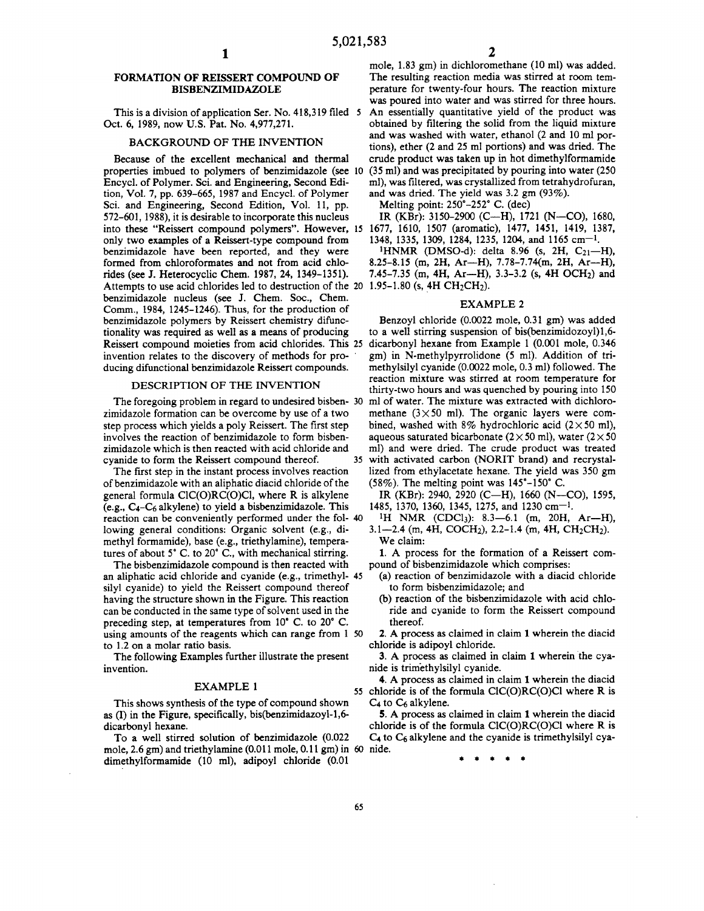# FORMATION OF REISSERT COMPOUND OF BISBENZIMIDAZOLE

This is a division of application Ser. No. 418,319 filed Oct. 6, 1989, now U.S. Pat. No. 4,977,271.

## BACKGROUND OF THE INVENTION

Because of the excellent mechanical and thermal properties imbued to polymers of benzimidazole (see Encycl. of Polymer. Sci. and Engineering, Second Edition, Vol. 7, pp. 639-665, 1987 and Encycl. of Polymer Sci. and Engineering, Second Edition, Vol. 11, pp. 572-601, 1988), it is desirable to incorporate this nucleus into these "Reissert compound polymers". However, only two examples of a Reissert-type compound from benzimidazole have been reported, and they were formed from chloroformates and not from acid chlorides (see J. Heterocyclic Chem. 1987, 24, 1349-1351). Attempts to use acid chlorides led to destruction of the benzimidazole nucleus (see J. Chem. Soc., Chem. Comm., 1984, 1245-1246). Thus, for the production of benzimidazole polymers by Reissert chemistry difunctionality was required as well as a means of producing Reissert compound moieties from acid chlorides. This invention relates to the discovery of methods for producing difunctional benzimidazole Reissert compounds.

## DESCRIPTION OF THE INVENTION

The foregoing problem in regard to undesired bisbenzimidazole formation can be overcome by use of a two step process which yields a poly Reissert. The first step involves the reaction of benzimidazole to form bisbenzimidazole which is then reacted with acid chloride and cyanide to form the Reissert compound thereof.

The first step in the instant process involves reaction of benzimidazole with an aliphatic diacid chloride of the general formula ClC(O)RC(O)Cl, where R is alkylene (e.g., $C_4$-$C_6$ alkylene) to yield a bisbenzimidazole. This reaction can be conveniently performed under the following general conditions: Organic solvent (e.g., dimethyl formamide), base (e.g., triethylamine), temperatures of about 5° C. to 20° C., with mechanical stirring.

The bisbenzimidazole compound is then reacted with an aliphatic acid chloride and cyanide (e.g., trimethylsilyl cyanide) to yield the Reissert compound thereof having the structure shown in the Figure. This reaction can be conducted in the same type of solvent used in the preceding step, at temperatures from 10° C. to 20° C. using amounts of the reagents which can range from 1 to 1.2 on a molar ratio basis.

The following Examples further illustrate the present invention.

### EXAMPLE 1

This shows synthesis of the type of compound shown as (I) in the Figure, specifically, bis(benzimidazoyl-1,6-dicarbonyl hexane.

To a well stirred solution of benzimidazole (0.022 mole, 2.6 gm) and triethylamine (0.011 mole, 0.11 gm) in dimethylformamide (10 ml), adipoyl chloride (0.01 mole, 1.83 gm) in dichloromethane (10 ml) was added. The resulting reaction media was stirred at room temperature for twenty-four hours. The reaction mixture was poured into water and was stirred for three hours. An essentially quantitative yield of the product was obtained by filtering the solid from the liquid mixture and was washed with water, ethanol (2 and 10 ml portions), ether (2 and 25 ml portions) and was dried. The crude product was taken up in hot dimethylformamide (35 ml) and was precipitated by pouring into water (250 ml), was filtered, was crystallized from tetrahydrofuran, and was dried. The yield was 3.2 gm (93%).

Melting point: 250°-252° C. (dec)

IR (KBr): 3150-2900 (C—H), 1721 (N—CO), 1680, 1677, 1610, 1507 (aromatic), 1477, 1451, 1419, 1387, 1348, 1335, 1309, 1284, 1235, 1204, and 1165 $cm^{-1}$.

$^1$HNMR (DMSO-d): delta 8.96 (s, 2H, $C_{21}$—H), 8.25-8.15 (m, 2H, Ar—H), 7.78-7.74(m, 2H, Ar—H), 7.45-7.35 (m, 4H, Ar—H), 3.3-3.2 (s, 4H $OCH_2$) and 1.95-1.80 (s, 4H $CH_2CH_2$).

### EXAMPLE 2

Benzoyl chloride (0.0022 mole, 0.31 gm) was added to a well stirring suspension of bis(benzimidozoyl)1,6-dicarbonyl hexane from Example 1 (0.001 mole, 0.346 gm) in N-methylpyrrolidone (5 ml). Addition of trimethylsilyl cyanide (0.0022 mole, 0.3 ml) followed. The reaction mixture was stirred at room temperature for thirty-two hours and was quenched by pouring into 150 ml of water. The mixture was extracted with dichloromethane (3×50 ml). The organic layers were combined, washed with 8% hydrochloric acid (2×50 ml), aqueous saturated bicarbonate (2×50 ml), water (2×50 ml) and were dried. The crude product was treated with activated carbon (NORIT brand) and recrystallized from ethylacetate hexane. The yield was 350 gm (58%). The melting point was 145°-150° C.

IR (KBr): 2940, 2920 (C—H), 1660 (N—CO), 1595, 1485, 1370, 1360, 1345, 1275, and 1230 $cm^{-1}$.

$^1$H NMR ($CDCl_3$): 8.3—6.1 (m, 20H, Ar—H), 3.1—2.4 (m, 4H, $COCH_2$), 2.2-1.4 (m, 4H, $CH_2CH_2$).

We claim:

1. A process for the formation of a Reissert compound of bisbenzimidazole which comprises:
   (a) reaction of benzimidazole with a diacid chloride to form bisbenzimidazole; and
   (b) reaction of the bisbenzimidazole with acid chloride and cyanide to form the Reissert compound thereof.

2. A process as claimed in claim 1 wherein the diacid chloride is adipoyl chloride.

3. A process as claimed in claim 1 wherein the cyanide is trimethylsilyl cyanide.

4. A process as claimed in claim 1 wherein the diacid chloride is of the formula ClC(O)RC(O)Cl where R is $C_4$ to $C_6$ alkylene.

5. A process as claimed in claim 1 wherein the diacid chloride is of the formula ClC(O)RC(O)Cl where R is $C_4$ to $C_6$ alkylene and the cyanide is trimethylsilyl cyanide.

\* \* \* \* \*